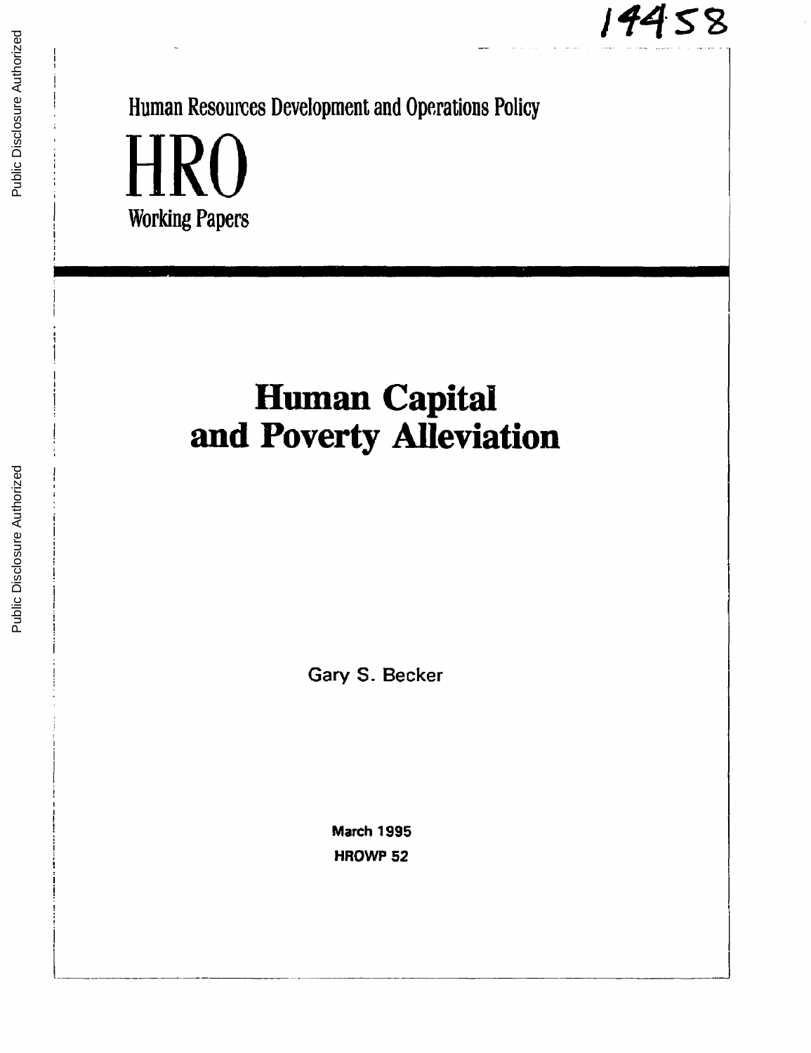14458

Human Resources Development and Operations Policy

# HRO

Working Papers

# Human Capital and Poverty Alleviation

Gary S. Becker

**March 1995**

**HROWP 52**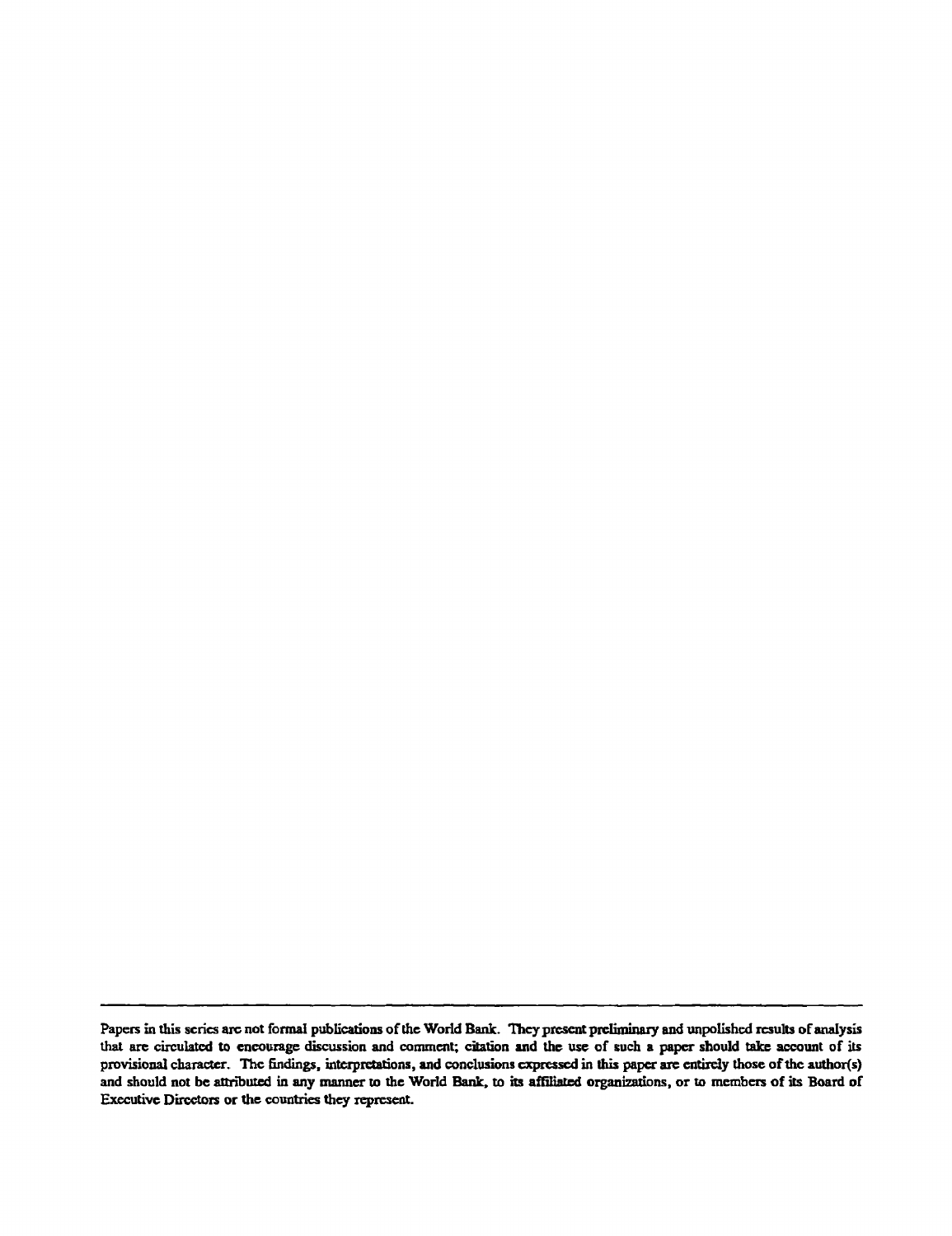---

Papers in this series are not formal publications of the World Bank. They present preliminary and unpolished results of analysis that are circulated to encourage discussion and comment; citation and the use of such a paper should take account of its provisional character. The findings, interpretations, and conclusions expressed in this paper are entirely those of the author(s) and should not be attributed in any manner to the World Bank, to its affiliated organizations, or to members of its Board of Executive Directors or the countries they represent.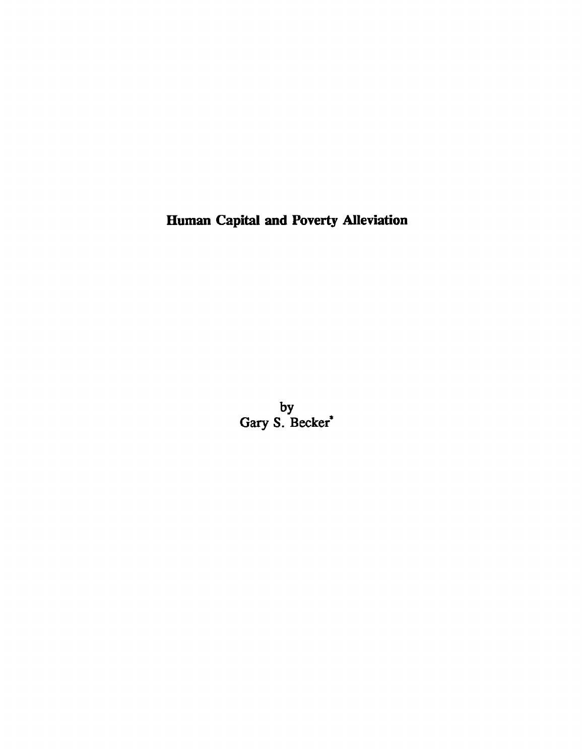# Human Capital and Poverty Alleviation

by
Gary S. Becker*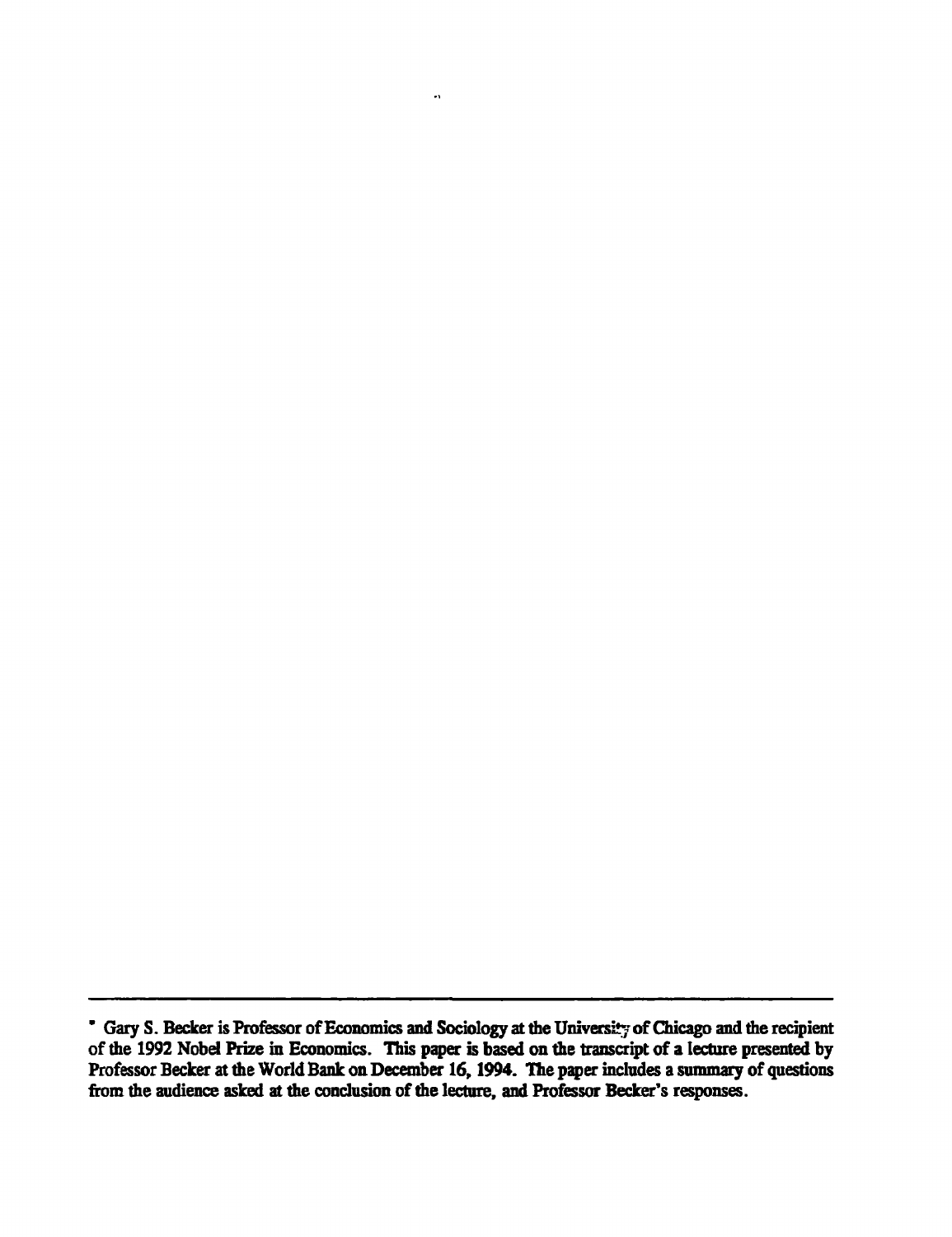* Gary S. Becker is Professor of Economics and Sociology at the University of Chicago and the recipient of the 1992 Nobel Prize in Economics. This paper is based on the transcript of a lecture presented by Professor Becker at the World Bank on December 16, 1994. The paper includes a summary of questions from the audience asked at the conclusion of the lecture, and Professor Becker's responses.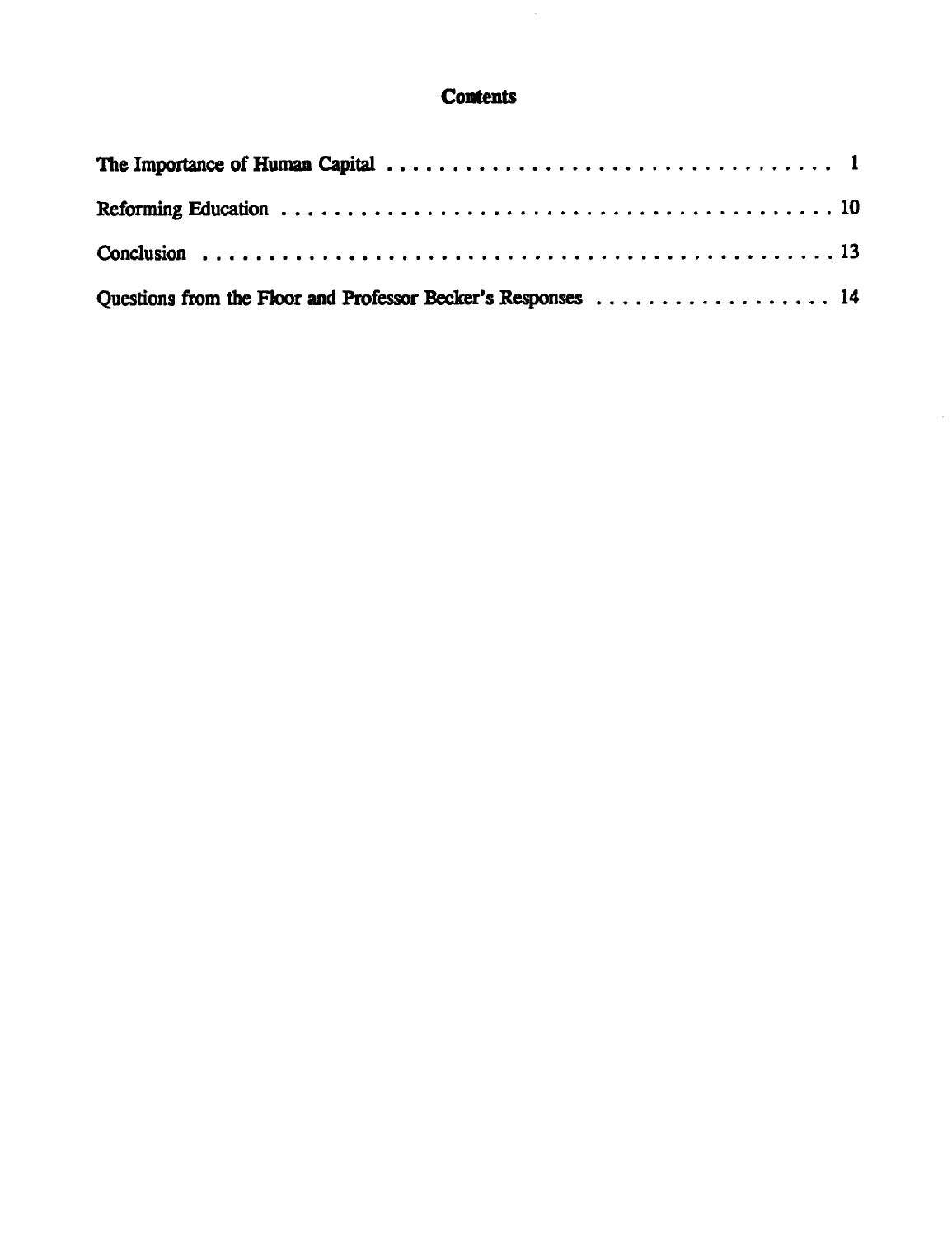# Contents

The Importance of Human Capital . . . . . . . . . . . . . . . . . . . . . . . . . . . . . . . . . . 1

Reforming Education . . . . . . . . . . . . . . . . . . . . . . . . . . . . . . . . . . . . . . . . . . 10

Conclusion . . . . . . . . . . . . . . . . . . . . . . . . . . . . . . . . . . . . . . . . . . . . . . . 13

Questions from the Floor and Professor Becker's Responses . . . . . . . . . . . . . . . . . . 14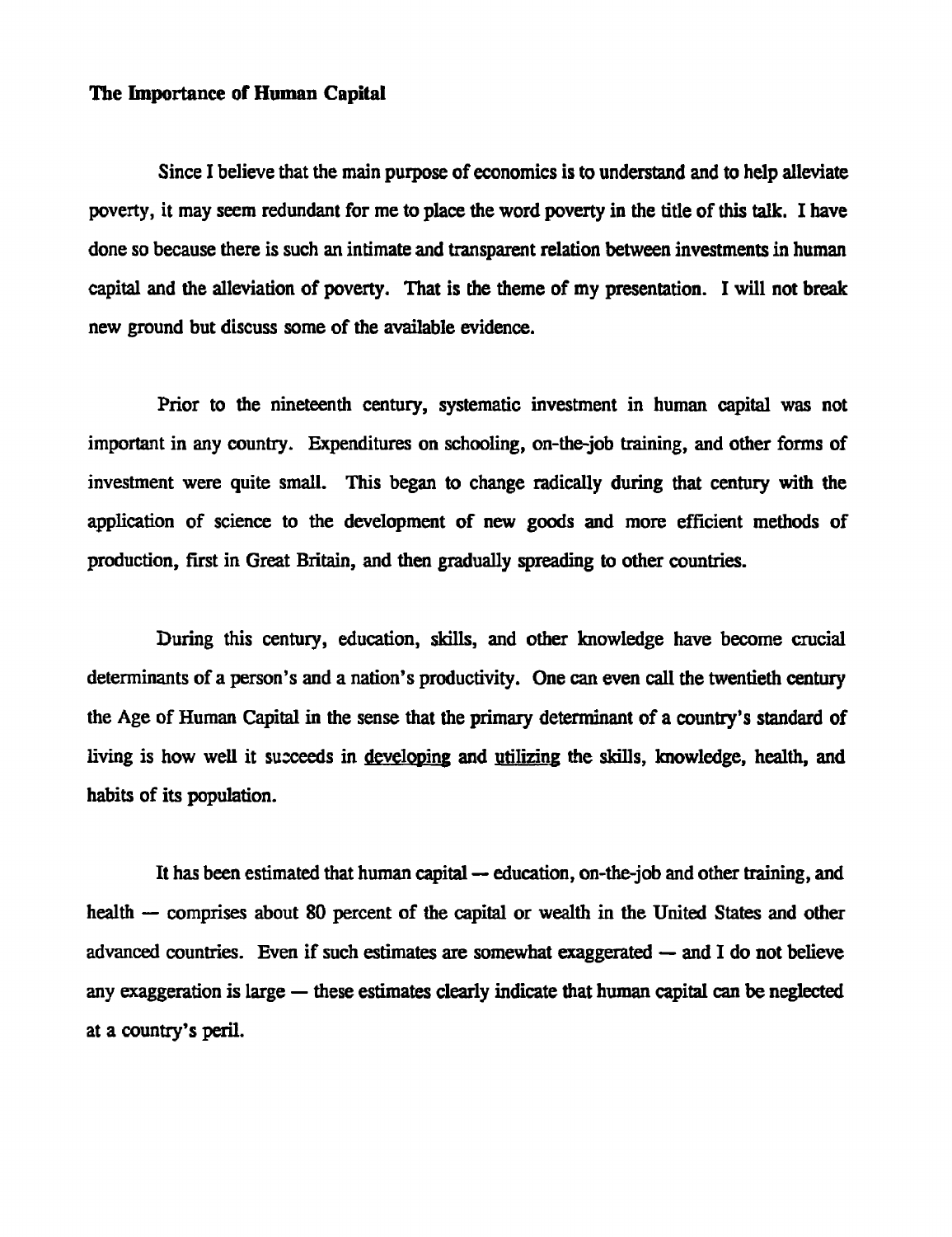**The Importance of Human Capital**

Since I believe that the main purpose of economics is to understand and to help alleviate poverty, it may seem redundant for me to place the word poverty in the title of this talk. I have done so because there is such an intimate and transparent relation between investments in human capital and the alleviation of poverty. That is the theme of my presentation. I will not break new ground but discuss some of the available evidence.

Prior to the nineteenth century, systematic investment in human capital was not important in any country. Expenditures on schooling, on-the-job training, and other forms of investment were quite small. This began to change radically during that century with the application of science to the development of new goods and more efficient methods of production, first in Great Britain, and then gradually spreading to other countries.

During this century, education, skills, and other knowledge have become crucial determinants of a person's and a nation's productivity. One can even call the twentieth century the Age of Human Capital in the sense that the primary determinant of a country's standard of living is how well it succeeds in developing and utilizing the skills, knowledge, health, and habits of its population.

It has been estimated that human capital — education, on-the-job and other training, and health — comprises about 80 percent of the capital or wealth in the United States and other advanced countries. Even if such estimates are somewhat exaggerated — and I do not believe any exaggeration is large — these estimates clearly indicate that human capital can be neglected at a country's peril.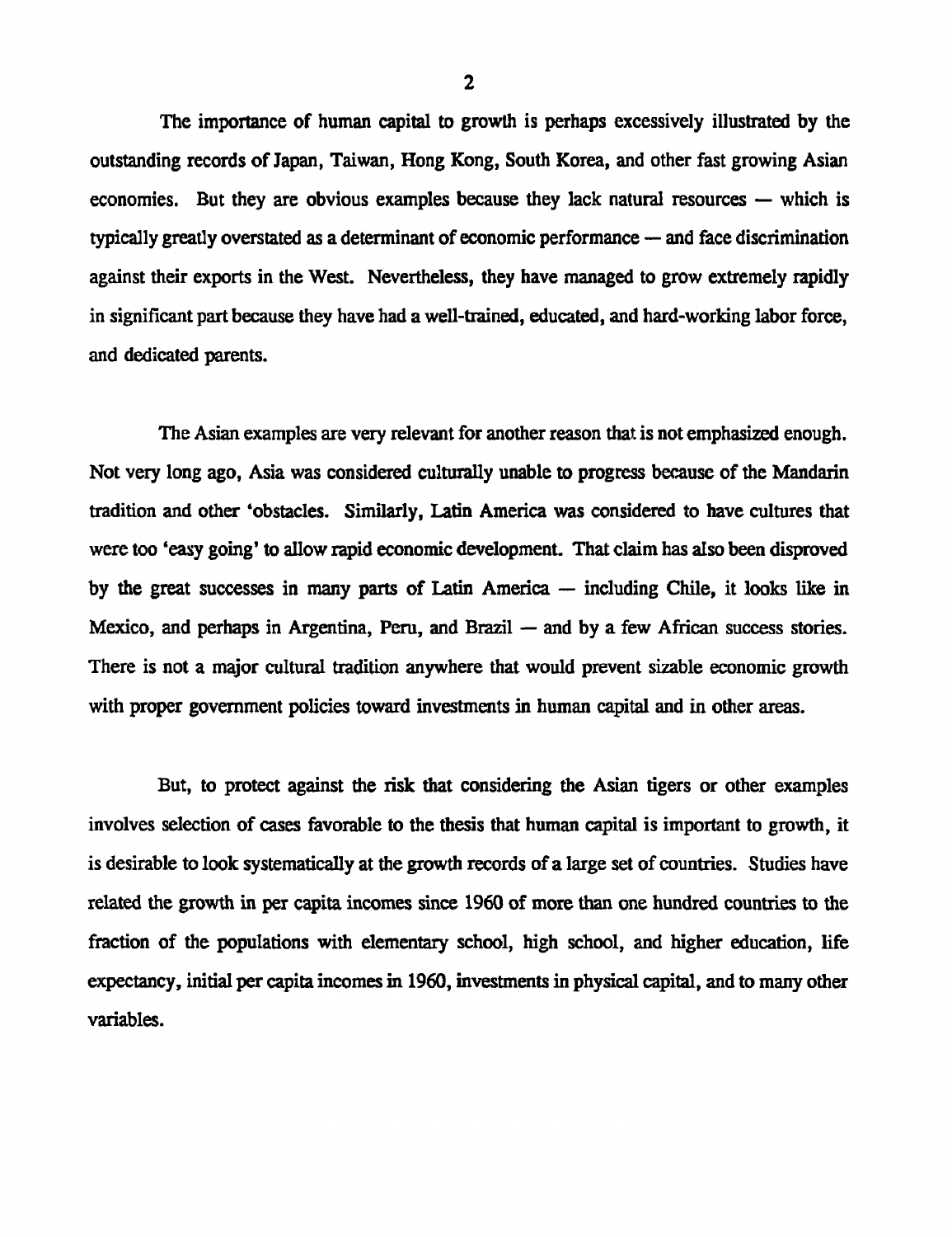The importance of human capital to growth is perhaps excessively illustrated by the outstanding records of Japan, Taiwan, Hong Kong, South Korea, and other fast growing Asian economies. But they are obvious examples because they lack natural resources — which is typically greatly overstated as a determinant of economic performance — and face discrimination against their exports in the West. Nevertheless, they have managed to grow extremely rapidly in significant part because they have had a well-trained, educated, and hard-working labor force, and dedicated parents.

The Asian examples are very relevant for another reason that is not emphasized enough. Not very long ago, Asia was considered culturally unable to progress because of the Mandarin tradition and other 'obstacles. Similarly, Latin America was considered to have cultures that were too 'easy going' to allow rapid economic development. That claim has also been disproved by the great successes in many parts of Latin America — including Chile, it looks like in Mexico, and perhaps in Argentina, Peru, and Brazil — and by a few African success stories. There is not a major cultural tradition anywhere that would prevent sizable economic growth with proper government policies toward investments in human capital and in other areas.

But, to protect against the risk that considering the Asian tigers or other examples involves selection of cases favorable to the thesis that human capital is important to growth, it is desirable to look systematically at the growth records of a large set of countries. Studies have related the growth in per capita incomes since 1960 of more than one hundred countries to the fraction of the populations with elementary school, high school, and higher education, life expectancy, initial per capita incomes in 1960, investments in physical capital, and to many other variables.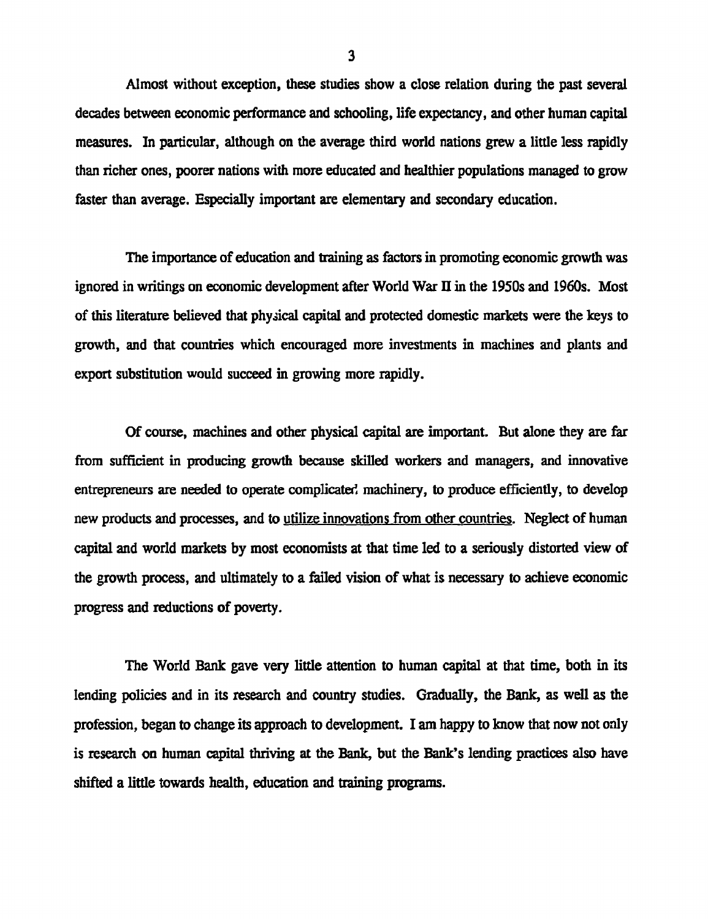Almost without exception, these studies show a close relation during the past several decades between economic performance and schooling, life expectancy, and other human capital measures. In particular, although on the average third world nations grew a little less rapidly than richer ones, poorer nations with more educated and healthier populations managed to grow faster than average. Especially important are elementary and secondary education.

The importance of education and training as factors in promoting economic growth was ignored in writings on economic development after World War II in the 1950s and 1960s. Most of this literature believed that physical capital and protected domestic markets were the keys to growth, and that countries which encouraged more investments in machines and plants and export substitution would succeed in growing more rapidly.

Of course, machines and other physical capital are important. But alone they are far from sufficient in producing growth because skilled workers and managers, and innovative entrepreneurs are needed to operate complicated machinery, to produce efficiently, to develop new products and processes, and to utilize innovations from other countries. Neglect of human capital and world markets by most economists at that time led to a seriously distorted view of the growth process, and ultimately to a failed vision of what is necessary to achieve economic progress and reductions of poverty.

The World Bank gave very little attention to human capital at that time, both in its lending policies and in its research and country studies. Gradually, the Bank, as well as the profession, began to change its approach to development. I am happy to know that now not only is research on human capital thriving at the Bank, but the Bank's lending practices also have shifted a little towards health, education and training programs.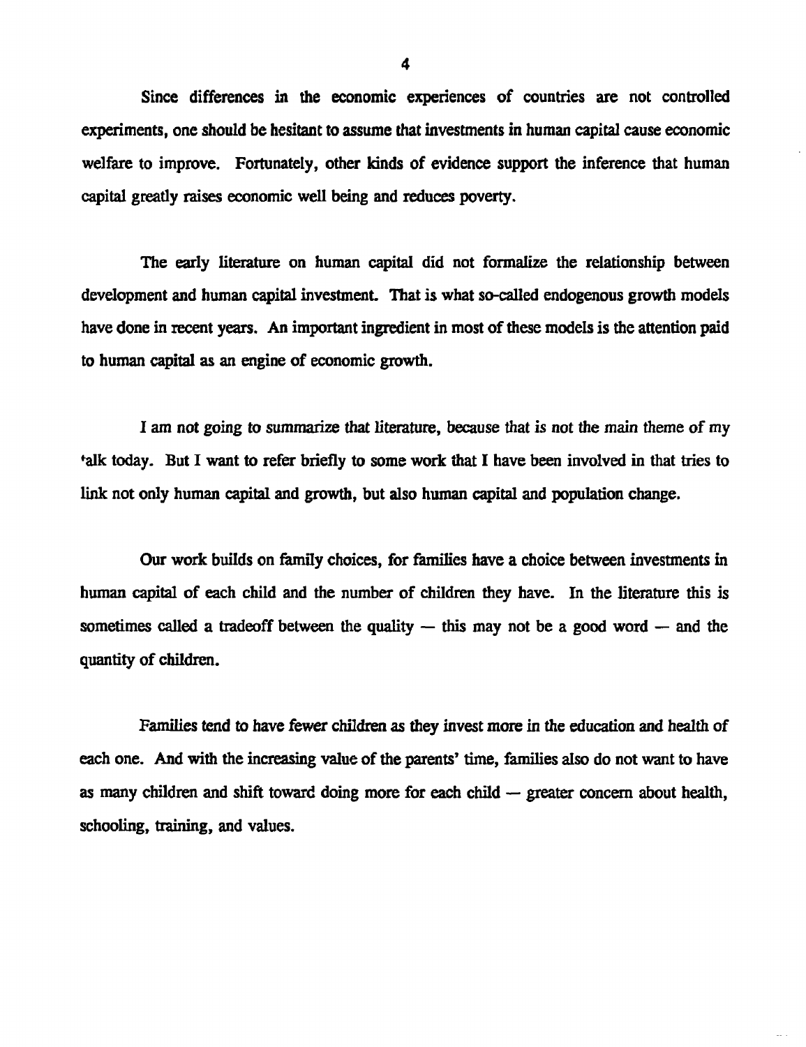Since differences in the economic experiences of countries are not controlled experiments, one should be hesitant to assume that investments in human capital cause economic welfare to improve. Fortunately, other kinds of evidence support the inference that human capital greatly raises economic well being and reduces poverty.

The early literature on human capital did not formalize the relationship between development and human capital investment. That is what so-called endogenous growth models have done in recent years. An important ingredient in most of these models is the attention paid to human capital as an engine of economic growth.

I am not going to summarize that literature, because that is not the main theme of my talk today. But I want to refer briefly to some work that I have been involved in that tries to link not only human capital and growth, but also human capital and population change.

Our work builds on family choices, for families have a choice between investments in human capital of each child and the number of children they have. In the literature this is sometimes called a tradeoff between the quality — this may not be a good word — and the quantity of children.

Families tend to have fewer children as they invest more in the education and health of each one. And with the increasing value of the parents' time, families also do not want to have as many children and shift toward doing more for each child — greater concern about health, schooling, training, and values.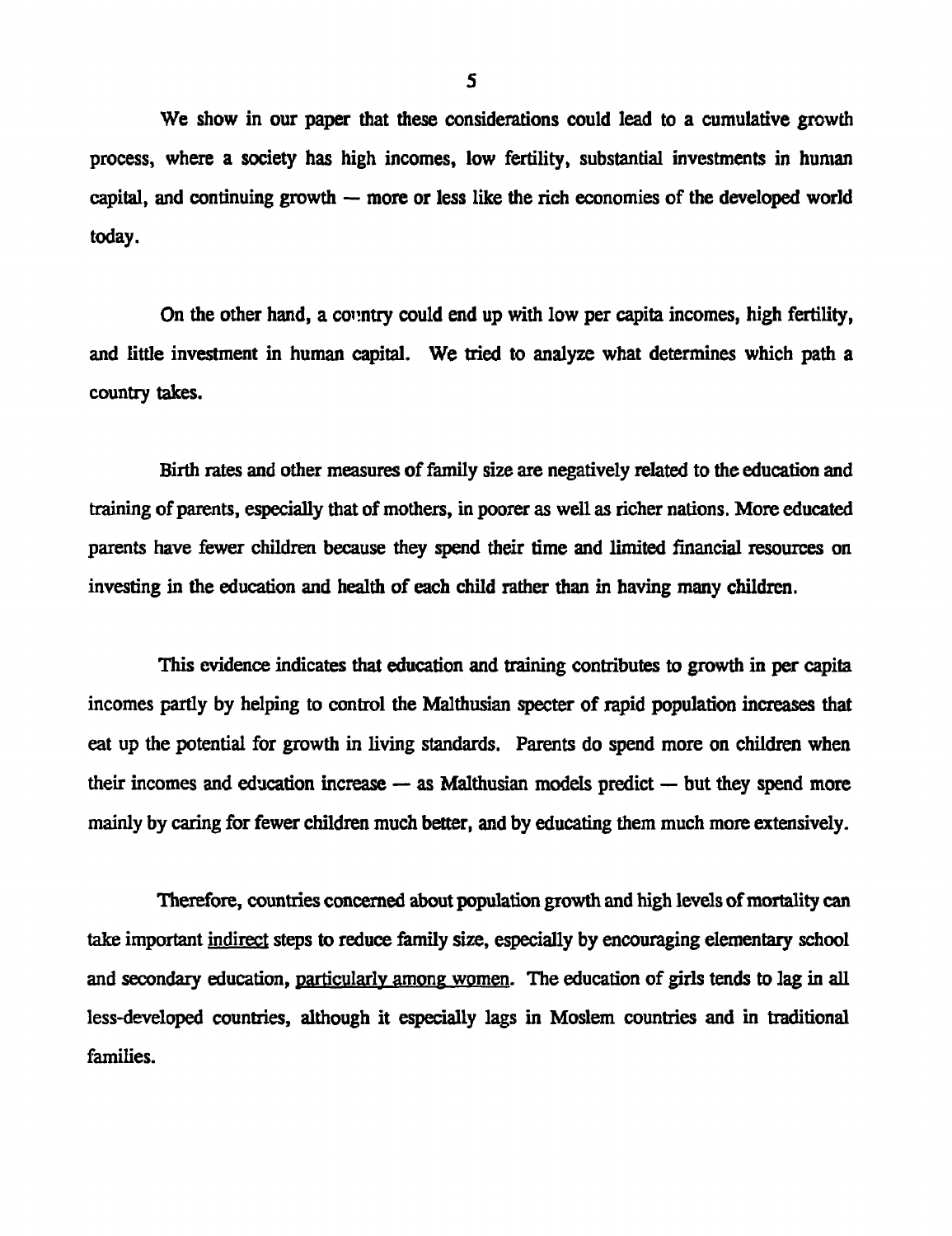We show in our paper that these considerations could lead to a cumulative growth process, where a society has high incomes, low fertility, substantial investments in human capital, and continuing growth — more or less like the rich economies of the developed world today.

On the other hand, a country could end up with low per capita incomes, high fertility, and little investment in human capital. We tried to analyze what determines which path a country takes.

Birth rates and other measures of family size are negatively related to the education and training of parents, especially that of mothers, in poorer as well as richer nations. More educated parents have fewer children because they spend their time and limited financial resources on investing in the education and health of each child rather than in having many children.

This evidence indicates that education and training contributes to growth in per capita incomes partly by helping to control the Malthusian specter of rapid population increases that eat up the potential for growth in living standards. Parents do spend more on children when their incomes and education increase — as Malthusian models predict — but they spend more mainly by caring for fewer children much better, and by educating them much more extensively.

Therefore, countries concerned about population growth and high levels of mortality can take important <u>indirect</u> steps to reduce family size, especially by encouraging elementary school and secondary education, <u>particularly among women</u>. The education of girls tends to lag in all less-developed countries, although it especially lags in Moslem countries and in traditional families.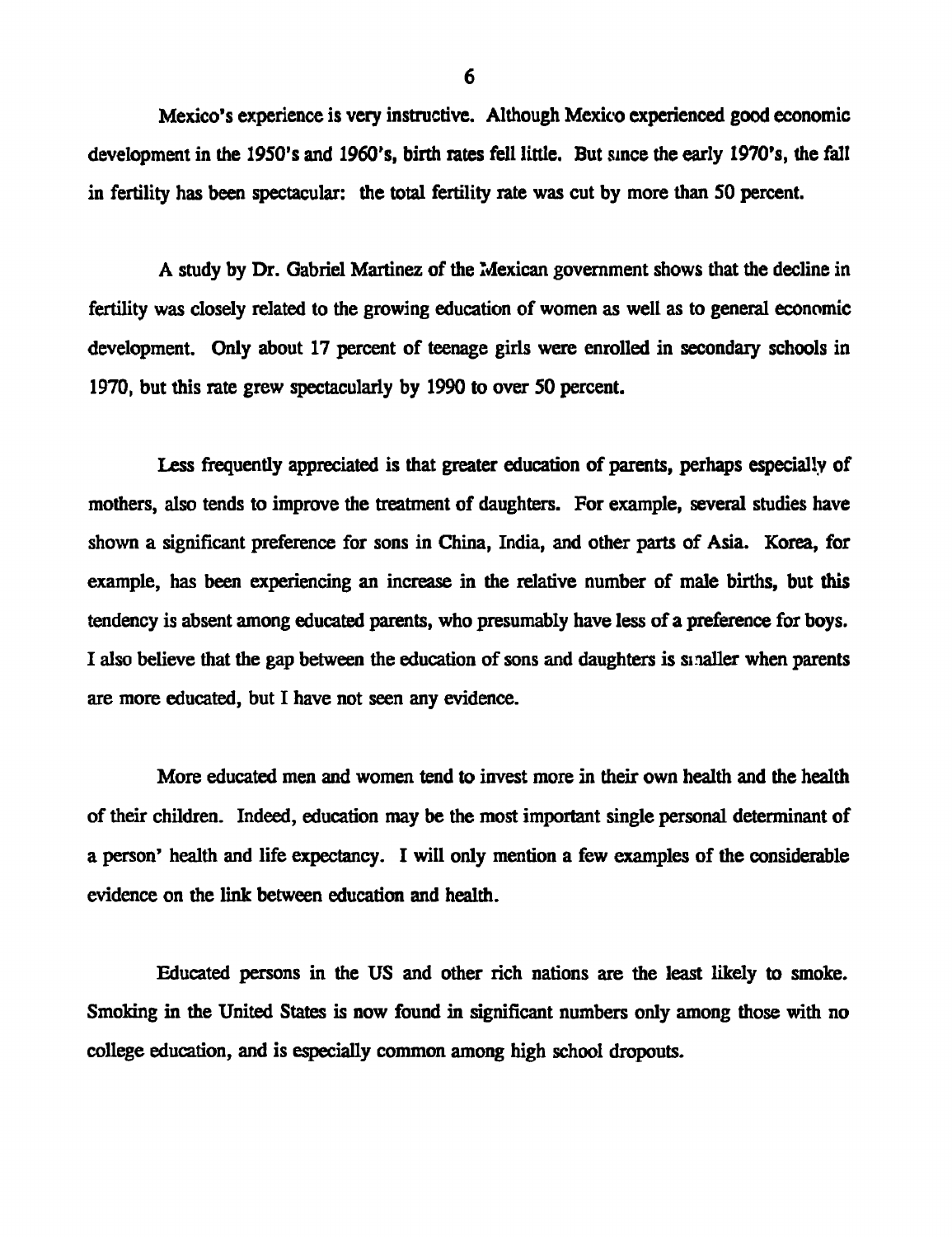Mexico's experience is very instructive. Although Mexico experienced good economic development in the 1950's and 1960's, birth rates fell little. But since the early 1970's, the fall in fertility has been spectacular: the total fertility rate was cut by more than 50 percent.

A study by Dr. Gabriel Martinez of the Mexican government shows that the decline in fertility was closely related to the growing education of women as well as to general economic development. Only about 17 percent of teenage girls were enrolled in secondary schools in 1970, but this rate grew spectacularly by 1990 to over 50 percent.

Less frequently appreciated is that greater education of parents, perhaps especially of mothers, also tends to improve the treatment of daughters. For example, several studies have shown a significant preference for sons in China, India, and other parts of Asia. Korea, for example, has been experiencing an increase in the relative number of male births, but this tendency is absent among educated parents, who presumably have less of a preference for boys. I also believe that the gap between the education of sons and daughters is smaller when parents are more educated, but I have not seen any evidence.

More educated men and women tend to invest more in their own health and the health of their children. Indeed, education may be the most important single personal determinant of a person' health and life expectancy. I will only mention a few examples of the considerable evidence on the link between education and health.

Educated persons in the US and other rich nations are the least likely to smoke. Smoking in the United States is now found in significant numbers only among those with no college education, and is especially common among high school dropouts.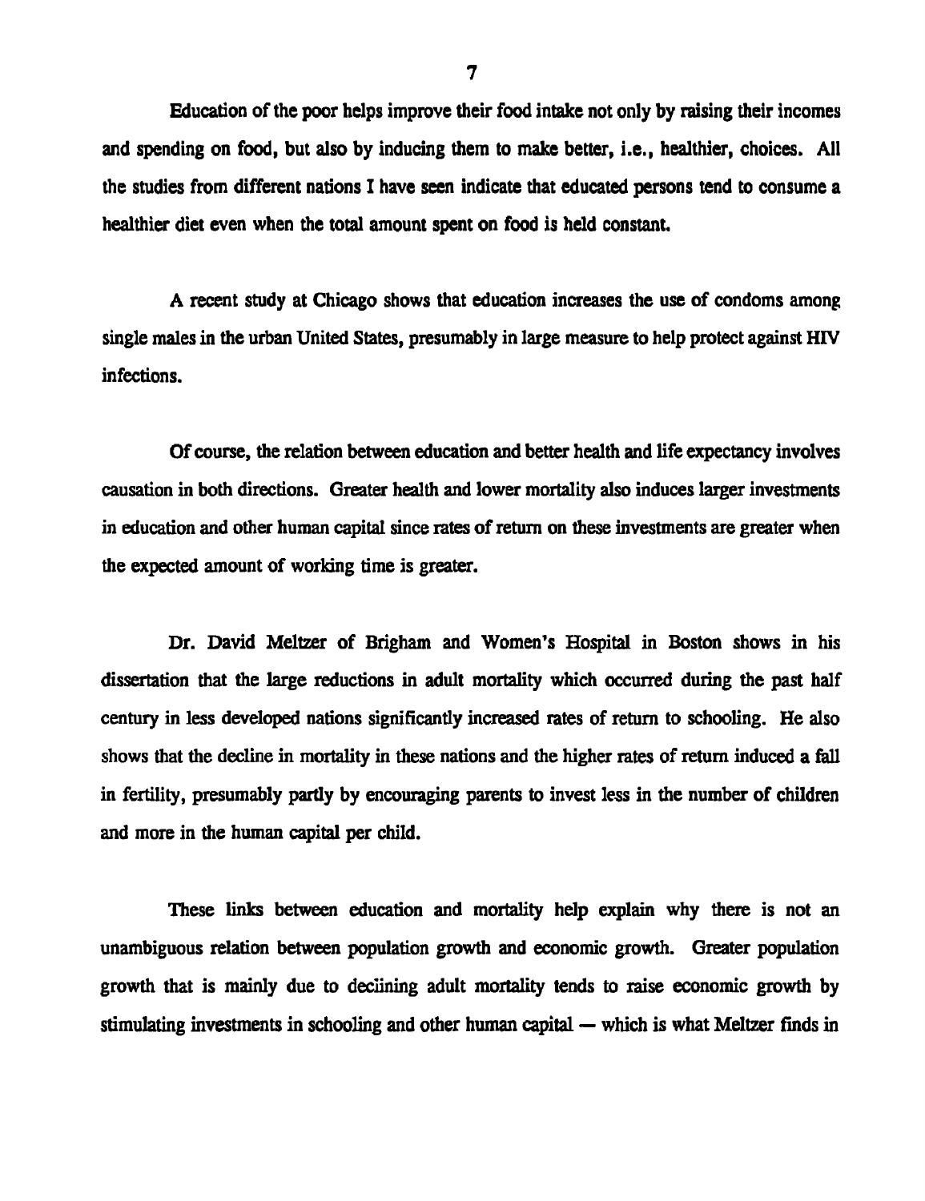Education of the poor helps improve their food intake not only by raising their incomes and spending on food, but also by inducing them to make better, i.e., healthier, choices. All the studies from different nations I have seen indicate that educated persons tend to consume a healthier diet even when the total amount spent on food is held constant.

A recent study at Chicago shows that education increases the use of condoms among single males in the urban United States, presumably in large measure to help protect against HIV infections.

Of course, the relation between education and better health and life expectancy involves causation in both directions. Greater health and lower mortality also induces larger investments in education and other human capital since rates of return on these investments are greater when the expected amount of working time is greater.

Dr. David Meltzer of Brigham and Women's Hospital in Boston shows in his dissertation that the large reductions in adult mortality which occurred during the past half century in less developed nations significantly increased rates of return to schooling. He also shows that the decline in mortality in these nations and the higher rates of return induced a fall in fertility, presumably partly by encouraging parents to invest less in the number of children and more in the human capital per child.

These links between education and mortality help explain why there is not an unambiguous relation between population growth and economic growth. Greater population growth that is mainly due to declining adult mortality tends to raise economic growth by stimulating investments in schooling and other human capital — which is what Meltzer finds in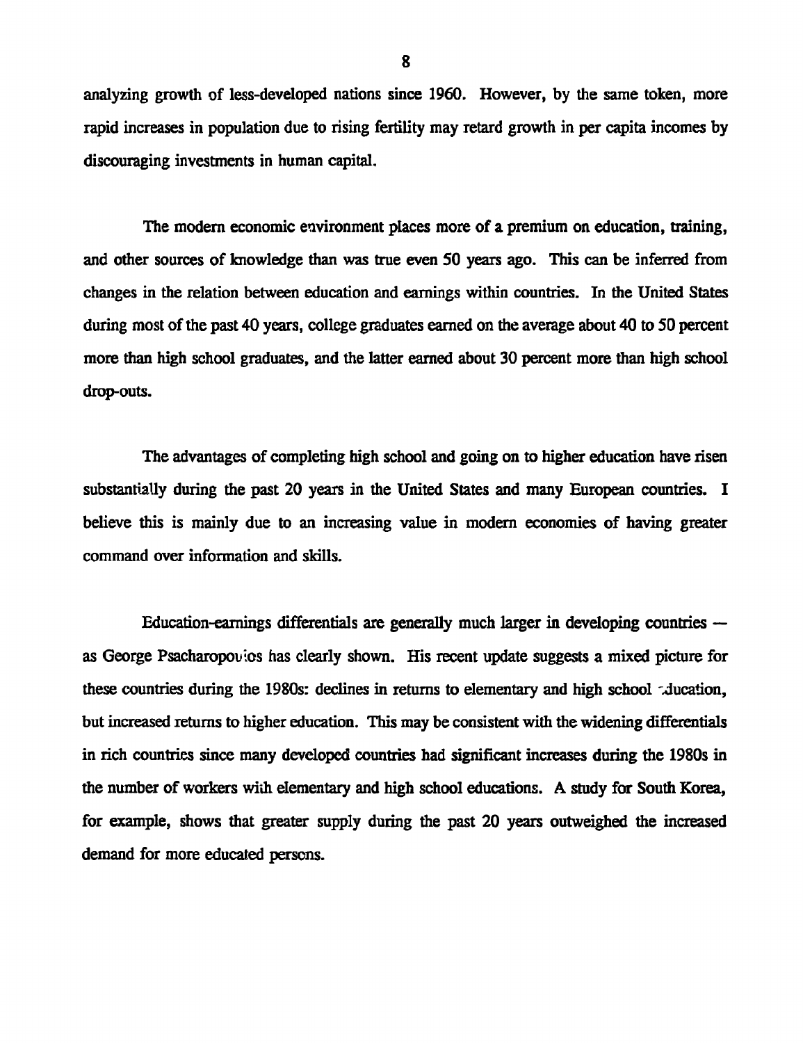analyzing growth of less-developed nations since 1960. However, by the same token, more rapid increases in population due to rising fertility may retard growth in per capita incomes by discouraging investments in human capital.

The modern economic environment places more of a premium on education, training, and other sources of knowledge than was true even 50 years ago. This can be inferred from changes in the relation between education and earnings within countries. In the United States during most of the past 40 years, college graduates earned on the average about 40 to 50 percent more than high school graduates, and the latter earned about 30 percent more than high school drop-outs.

The advantages of completing high school and going on to higher education have risen substantially during the past 20 years in the United States and many European countries. I believe this is mainly due to an increasing value in modern economies of having greater command over information and skills.

Education-earnings differentials are generally much larger in developing countries — as George Psacharopoulos has clearly shown. His recent update suggests a mixed picture for these countries during the 1980s: declines in returns to elementary and high school education, but increased returns to higher education. This may be consistent with the widening differentials in rich countries since many developed countries had significant increases during the 1980s in the number of workers with elementary and high school educations. A study for South Korea, for example, shows that greater supply during the past 20 years outweighed the increased demand for more educated persons.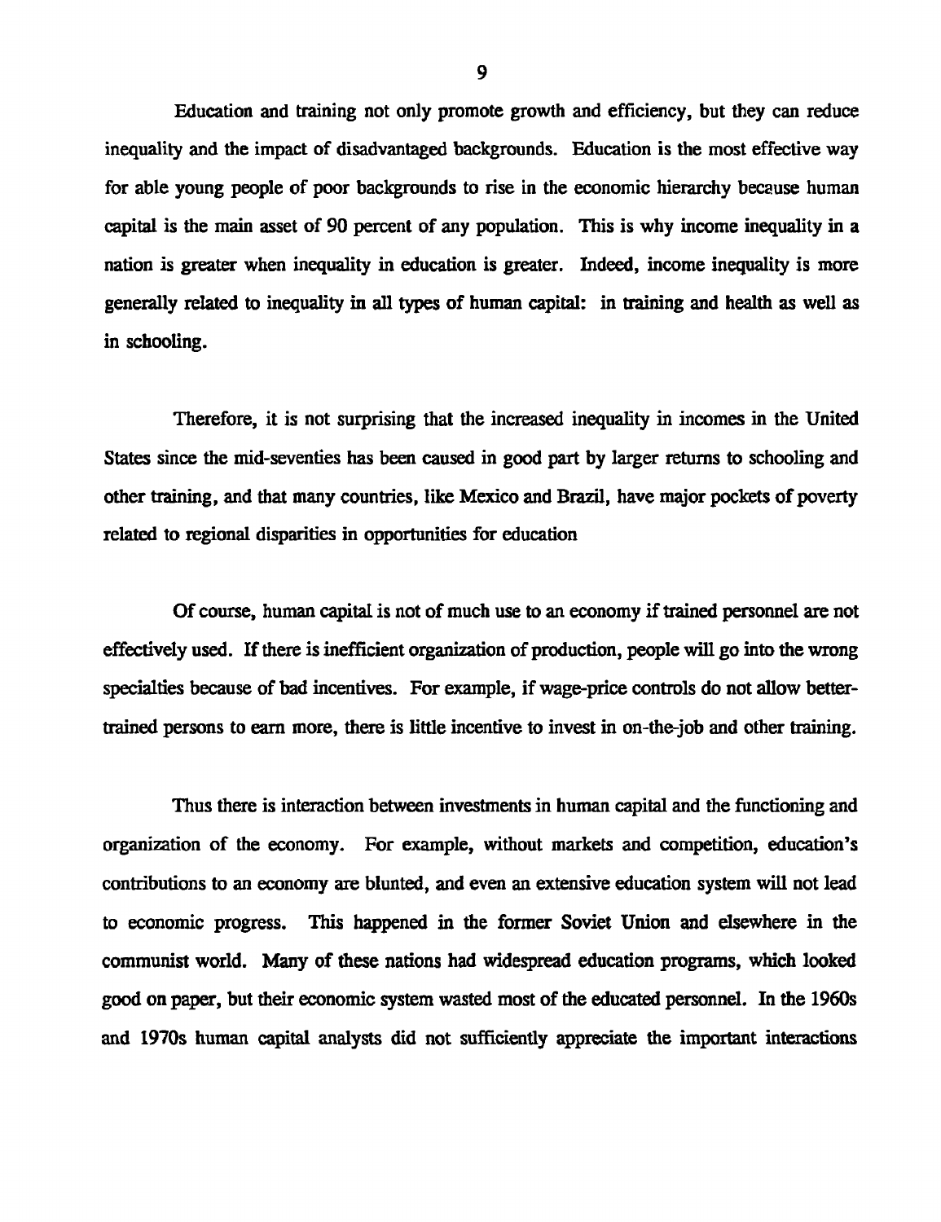Education and training not only promote growth and efficiency, but they can reduce inequality and the impact of disadvantaged backgrounds. Education is the most effective way for able young people of poor backgrounds to rise in the economic hierarchy because human capital is the main asset of 90 percent of any population. This is why income inequality in a nation is greater when inequality in education is greater. Indeed, income inequality is more generally related to inequality in all types of human capital: in training and health as well as in schooling.

Therefore, it is not surprising that the increased inequality in incomes in the United States since the mid-seventies has been caused in good part by larger returns to schooling and other training, and that many countries, like Mexico and Brazil, have major pockets of poverty related to regional disparities in opportunities for education

Of course, human capital is not of much use to an economy if trained personnel are not effectively used. If there is inefficient organization of production, people will go into the wrong specialties because of bad incentives. For example, if wage-price controls do not allow better-trained persons to earn more, there is little incentive to invest in on-the-job and other training.

Thus there is interaction between investments in human capital and the functioning and organization of the economy. For example, without markets and competition, education's contributions to an economy are blunted, and even an extensive education system will not lead to economic progress. This happened in the former Soviet Union and elsewhere in the communist world. Many of these nations had widespread education programs, which looked good on paper, but their economic system wasted most of the educated personnel. In the 1960s and 1970s human capital analysts did not sufficiently appreciate the important interactions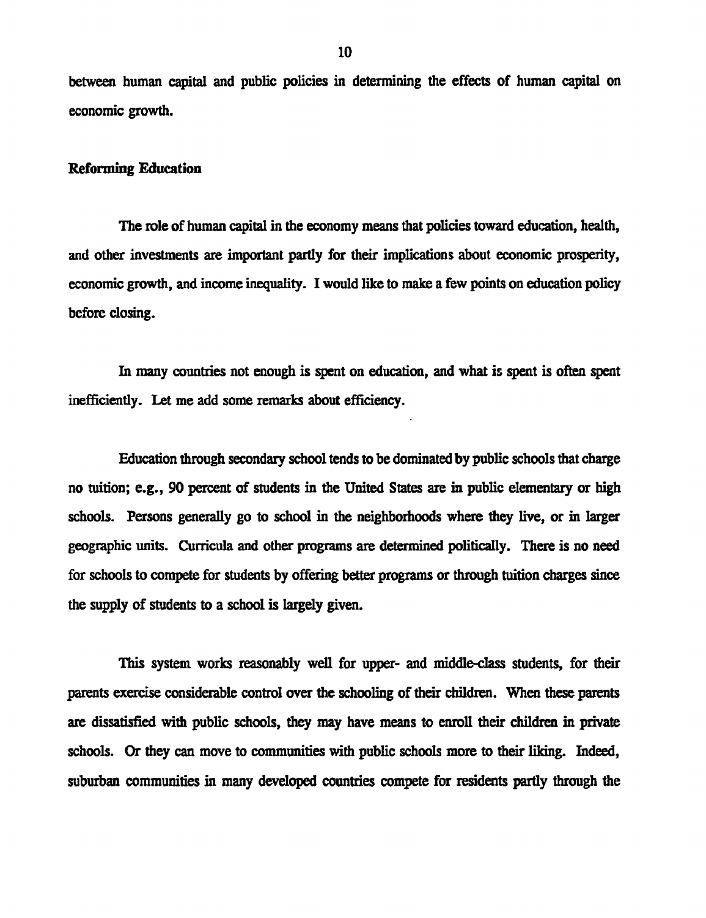between human capital and public policies in determining the effects of human capital on economic growth.

## Reforming Education

The role of human capital in the economy means that policies toward education, health, and other investments are important partly for their implications about economic prosperity, economic growth, and income inequality. I would like to make a few points on education policy before closing.

In many countries not enough is spent on education, and what is spent is often spent inefficiently. Let me add some remarks about efficiency.

Education through secondary school tends to be dominated by public schools that charge no tuition; e.g., 90 percent of students in the United States are in public elementary or high schools. Persons generally go to school in the neighborhoods where they live, or in larger geographic units. Curricula and other programs are determined politically. There is no need for schools to compete for students by offering better programs or through tuition charges since the supply of students to a school is largely given.

This system works reasonably well for upper- and middle-class students, for their parents exercise considerable control over the schooling of their children. When these parents are dissatisfied with public schools, they may have means to enroll their children in private schools. Or they can move to communities with public schools more to their liking. Indeed, suburban communities in many developed countries compete for residents partly through the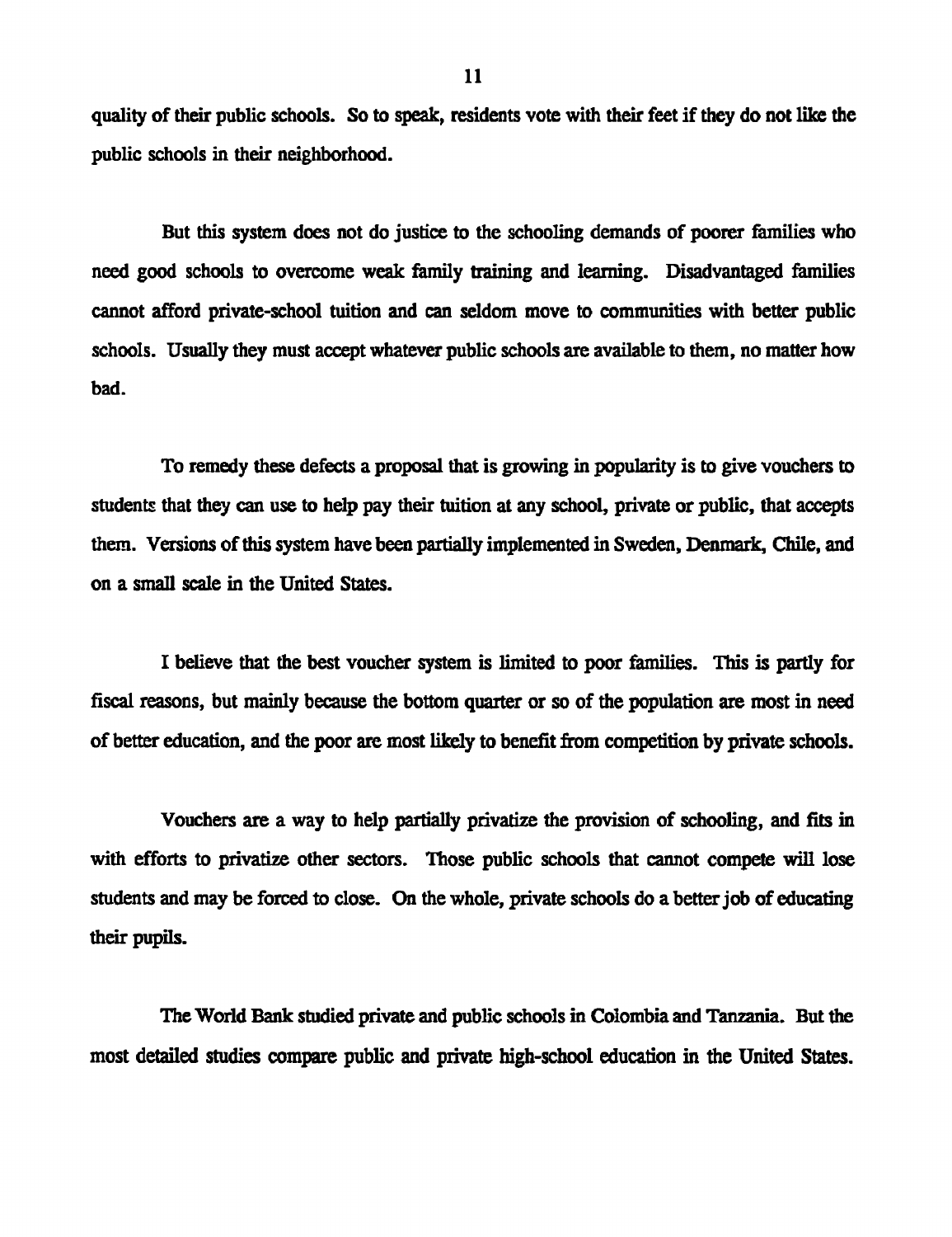quality of their public schools. So to speak, residents vote with their feet if they do not like the public schools in their neighborhood.

But this system does not do justice to the schooling demands of poorer families who need good schools to overcome weak family training and learning. Disadvantaged families cannot afford private-school tuition and can seldom move to communities with better public schools. Usually they must accept whatever public schools are available to them, no matter how bad.

To remedy these defects a proposal that is growing in popularity is to give vouchers to students that they can use to help pay their tuition at any school, private or public, that accepts them. Versions of this system have been partially implemented in Sweden, Denmark, Chile, and on a small scale in the United States.

I believe that the best voucher system is limited to poor families. This is partly for fiscal reasons, but mainly because the bottom quarter or so of the population are most in need of better education, and the poor are most likely to benefit from competition by private schools.

Vouchers are a way to help partially privatize the provision of schooling, and fits in with efforts to privatize other sectors. Those public schools that cannot compete will lose students and may be forced to close. On the whole, private schools do a better job of educating their pupils.

The World Bank studied private and public schools in Colombia and Tanzania. But the most detailed studies compare public and private high-school education in the United States.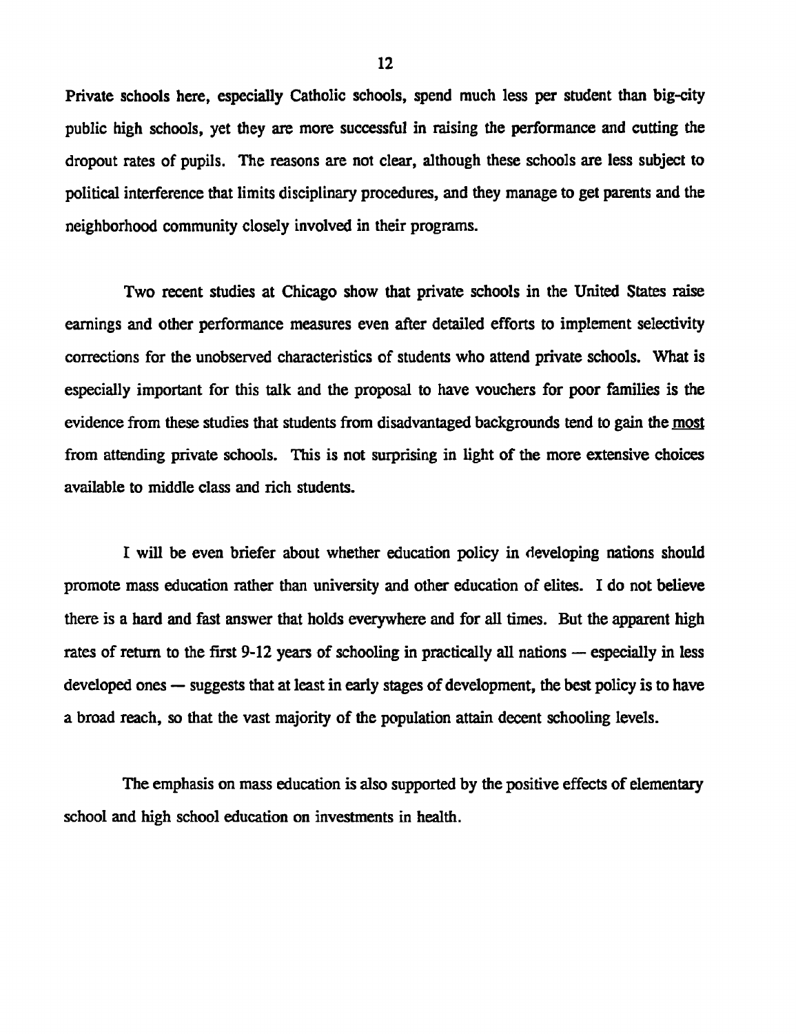Private schools here, especially Catholic schools, spend much less per student than big-city public high schools, yet they are more successful in raising the performance and cutting the dropout rates of pupils. The reasons are not clear, although these schools are less subject to political interference that limits disciplinary procedures, and they manage to get parents and the neighborhood community closely involved in their programs.

Two recent studies at Chicago show that private schools in the United States raise earnings and other performance measures even after detailed efforts to implement selectivity corrections for the unobserved characteristics of students who attend private schools. What is especially important for this talk and the proposal to have vouchers for poor families is the evidence from these studies that students from disadvantaged backgrounds tend to gain the <u>most</u> from attending private schools. This is not surprising in light of the more extensive choices available to middle class and rich students.

I will be even briefer about whether education policy in developing nations should promote mass education rather than university and other education of elites. I do not believe there is a hard and fast answer that holds everywhere and for all times. But the apparent high rates of return to the first 9-12 years of schooling in practically all nations — especially in less developed ones — suggests that at least in early stages of development, the best policy is to have a broad reach, so that the vast majority of the population attain decent schooling levels.

The emphasis on mass education is also supported by the positive effects of elementary school and high school education on investments in health.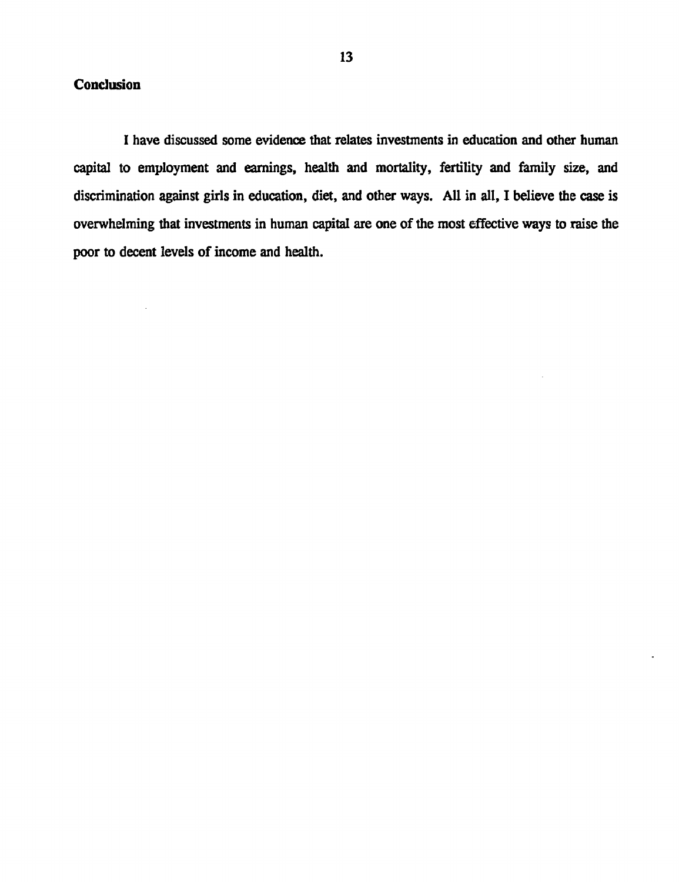## Conclusion

I have discussed some evidence that relates investments in education and other human capital to employment and earnings, health and mortality, fertility and family size, and discrimination against girls in education, diet, and other ways. All in all, I believe the case is overwhelming that investments in human capital are one of the most effective ways to raise the poor to decent levels of income and health.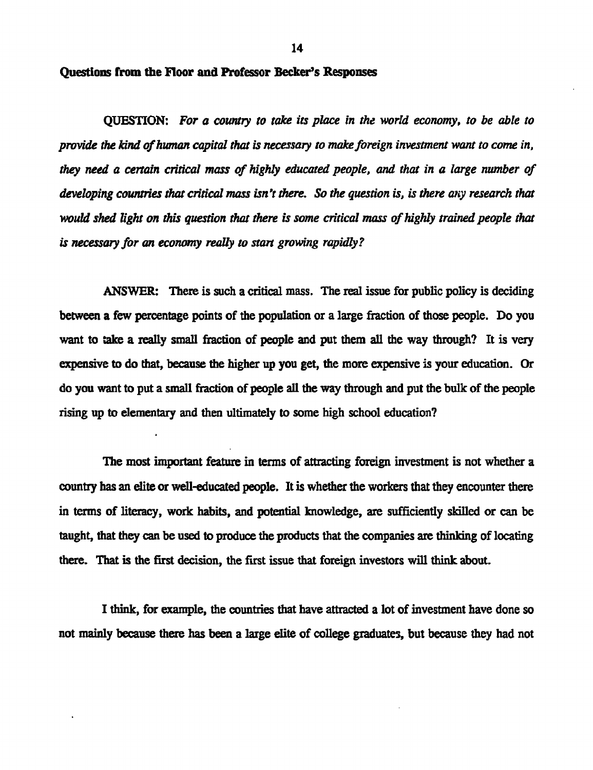## Questions from the Floor and Professor Becker's Responses

QUESTION: *For a country to take its place in the world economy, to be able to provide the kind of human capital that is necessary to make foreign investment want to come in, they need a certain critical mass of highly educated people, and that in a large number of developing countries that critical mass isn't there. So the question is, is there any research that would shed light on this question that there is some critical mass of highly trained people that is necessary for an economy really to start growing rapidly?*

ANSWER: There is such a critical mass. The real issue for public policy is deciding between a few percentage points of the population or a large fraction of those people. Do you want to take a really small fraction of people and put them all the way through? It is very expensive to do that, because the higher up you get, the more expensive is your education. Or do you want to put a small fraction of people all the way through and put the bulk of the people rising up to elementary and then ultimately to some high school education?

The most important feature in terms of attracting foreign investment is not whether a country has an elite or well-educated people. It is whether the workers that they encounter there in terms of literacy, work habits, and potential knowledge, are sufficiently skilled or can be taught, that they can be used to produce the products that the companies are thinking of locating there. That is the first decision, the first issue that foreign investors will think about.

I think, for example, the countries that have attracted a lot of investment have done so not mainly because there has been a large elite of college graduates, but because they had not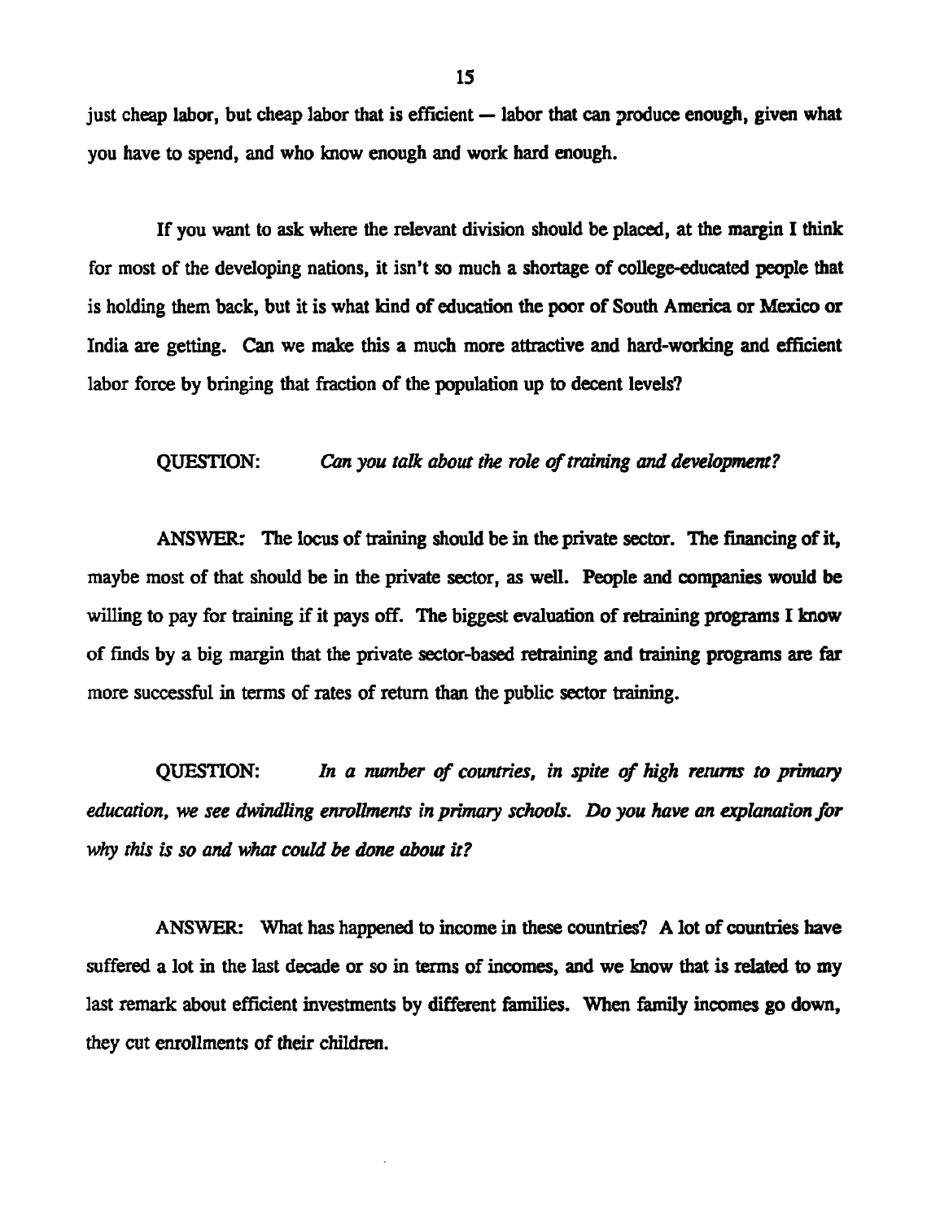just cheap labor, but cheap labor that is efficient — labor that can produce enough, given what you have to spend, and who know enough and work hard enough.

If you want to ask where the relevant division should be placed, at the margin I think for most of the developing nations, it isn't so much a shortage of college-educated people that is holding them back, but it is what kind of education the poor of South America or Mexico or India are getting. Can we make this a much more attractive and hard-working and efficient labor force by bringing that fraction of the population up to decent levels?

QUESTION: *Can you talk about the role of training and development?*

ANSWER: The locus of training should be in the private sector. The financing of it, maybe most of that should be in the private sector, as well. People and companies would be willing to pay for training if it pays off. The biggest evaluation of retraining programs I know of finds by a big margin that the private sector-based retraining and training programs are far more successful in terms of rates of return than the public sector training.

QUESTION: *In a number of countries, in spite of high returns to primary education, we see dwindling enrollments in primary schools. Do you have an explanation for why this is so and what could be done about it?*

ANSWER: What has happened to income in these countries? A lot of countries have suffered a lot in the last decade or so in terms of incomes, and we know that is related to my last remark about efficient investments by different families. When family incomes go down, they cut enrollments of their children.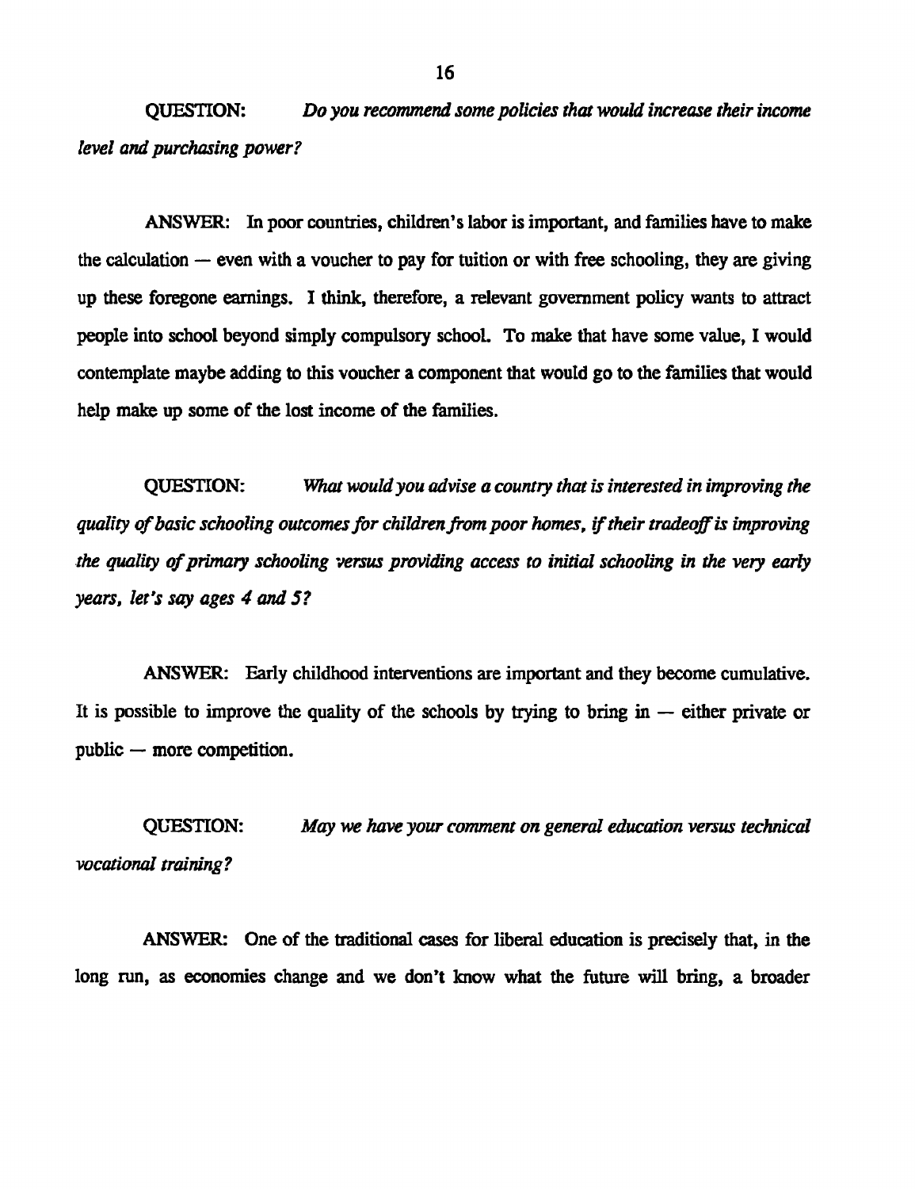QUESTION: *Do you recommend some policies that would increase their income level and purchasing power?*

ANSWER: In poor countries, children's labor is important, and families have to make the calculation — even with a voucher to pay for tuition or with free schooling, they are giving up these foregone earnings. I think, therefore, a relevant government policy wants to attract people into school beyond simply compulsory school. To make that have some value, I would contemplate maybe adding to this voucher a component that would go to the families that would help make up some of the lost income of the families.

QUESTION: *What would you advise a country that is interested in improving the quality of basic schooling outcomes for children from poor homes, if their tradeoff is improving the quality of primary schooling versus providing access to initial schooling in the very early years, let's say ages 4 and 5?*

ANSWER: Early childhood interventions are important and they become cumulative. It is possible to improve the quality of the schools by trying to bring in — either private or public — more competition.

QUESTION: *May we have your comment on general education versus technical vocational training?*

ANSWER: One of the traditional cases for liberal education is precisely that, in the long run, as economies change and we don't know what the future will bring, a broader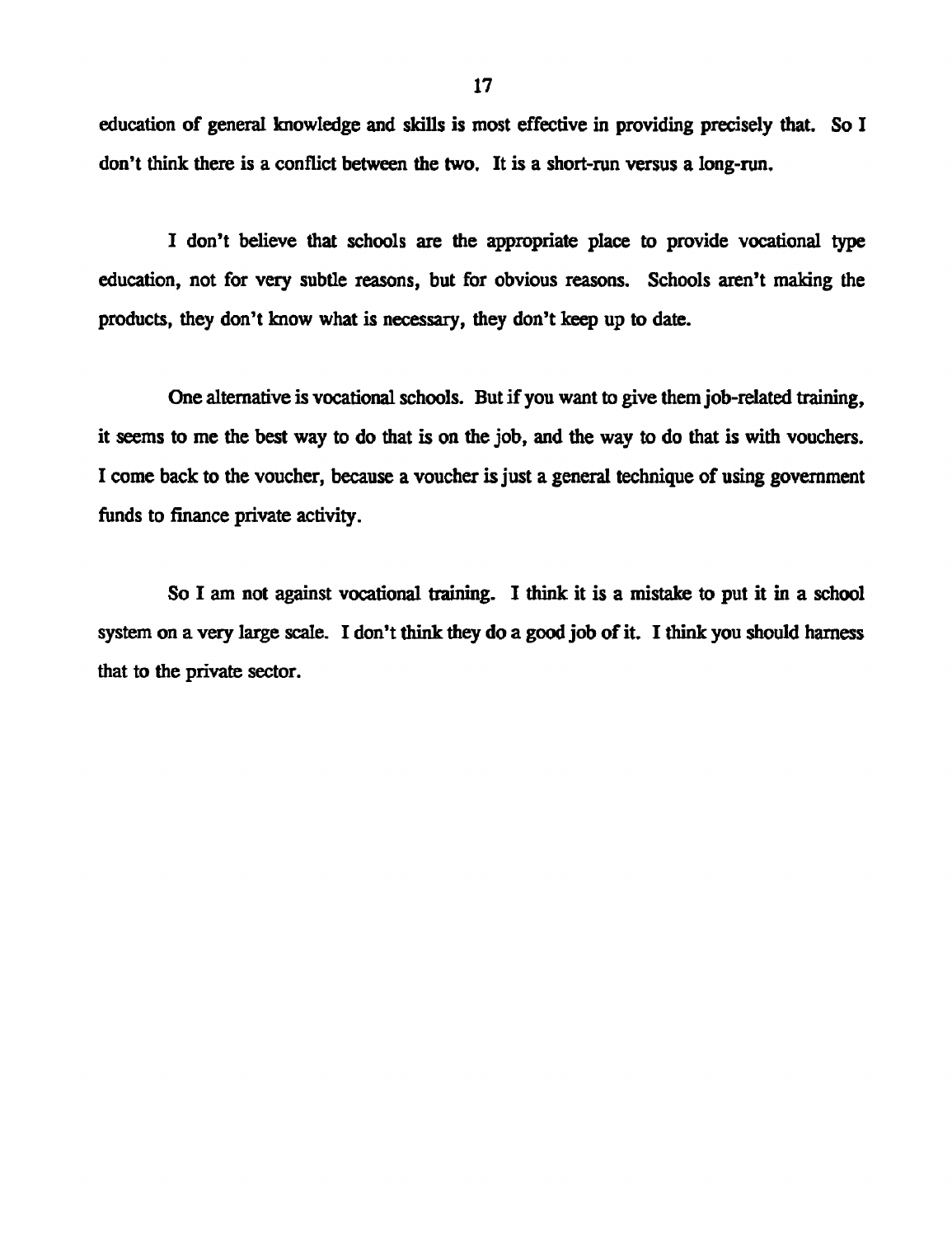education of general knowledge and skills is most effective in providing precisely that. So I don't think there is a conflict between the two. It is a short-run versus a long-run.

I don't believe that schools are the appropriate place to provide vocational type education, not for very subtle reasons, but for obvious reasons. Schools aren't making the products, they don't know what is necessary, they don't keep up to date.

One alternative is vocational schools. But if you want to give them job-related training, it seems to me the best way to do that is on the job, and the way to do that is with vouchers. I come back to the voucher, because a voucher is just a general technique of using government funds to finance private activity.

So I am not against vocational training. I think it is a mistake to put it in a school system on a very large scale. I don't think they do a good job of it. I think you should harness that to the private sector.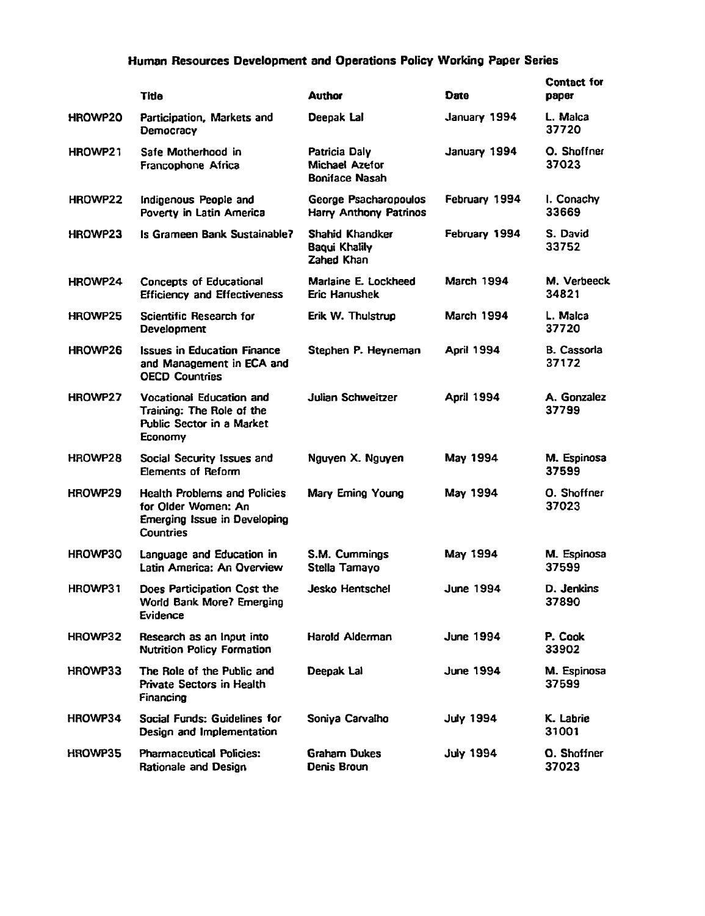## Human Resources Development and Operations Policy Working Paper Series

| | Title | Author | Date | Contact for paper |
|---|---|---|---|---|
| HROWP20 | Participation, Markets and Democracy | Deepak Lal | January 1994 | L. Malca 37720 |
| HROWP21 | Safe Motherhood in Francophone Africa | Patricia Daly<br>Michael Azefor<br>Boniface Nasah | January 1994 | O. Shoffner 37023 |
| HROWP22 | Indigenous People and Poverty in Latin America | George Psacharopoulos<br>Harry Anthony Patrinos | February 1994 | I. Conachy 33669 |
| HROWP23 | Is Grameen Bank Sustainable? | Shahid Khandker<br>Baqui Khalily<br>Zahed Khan | February 1994 | S. David 33752 |
| HROWP24 | Concepts of Educational Efficiency and Effectiveness | Marlaine E. Lockheed<br>Eric Hanushek | March 1994 | M. Verbeeck 34821 |
| HROWP25 | Scientific Research for Development | Erik W. Thulstrup | March 1994 | L. Malca 37720 |
| HROWP26 | Issues in Education Finance and Management in ECA and OECD Countries | Stephen P. Heyneman | April 1994 | B. Cassorla 37172 |
| HROWP27 | Vocational Education and Training: The Role of the Public Sector in a Market Economy | Julian Schweitzer | April 1994 | A. Gonzalez 37799 |
| HROWP28 | Social Security Issues and Elements of Reform | Nguyen X. Nguyen | May 1994 | M. Espinosa 37599 |
| HROWP29 | Health Problems and Policies for Older Women: An Emerging Issue in Developing Countries | Mary Eming Young | May 1994 | O. Shoffner 37023 |
| HROWP30 | Language and Education in Latin America: An Overview | S.M. Cummings<br>Stella Tamayo | May 1994 | M. Espinosa 37599 |
| HROWP31 | Does Participation Cost the World Bank More? Emerging Evidence | Jesko Hentschel | June 1994 | D. Jenkins 37890 |
| HROWP32 | Research as an Input into Nutrition Policy Formation | Harold Alderman | June 1994 | P. Cook 33902 |
| HROWP33 | The Role of the Public and Private Sectors in Health Financing | Deepak Lal | June 1994 | M. Espinosa 37599 |
| HROWP34 | Social Funds: Guidelines for Design and Implementation | Soniya Carvalho | July 1994 | K. Labrie 31001 |
| HROWP35 | Pharmaceutical Policies: Rationale and Design | Graham Dukes<br>Denis Broun | July 1994 | O. Shoffner 37023 |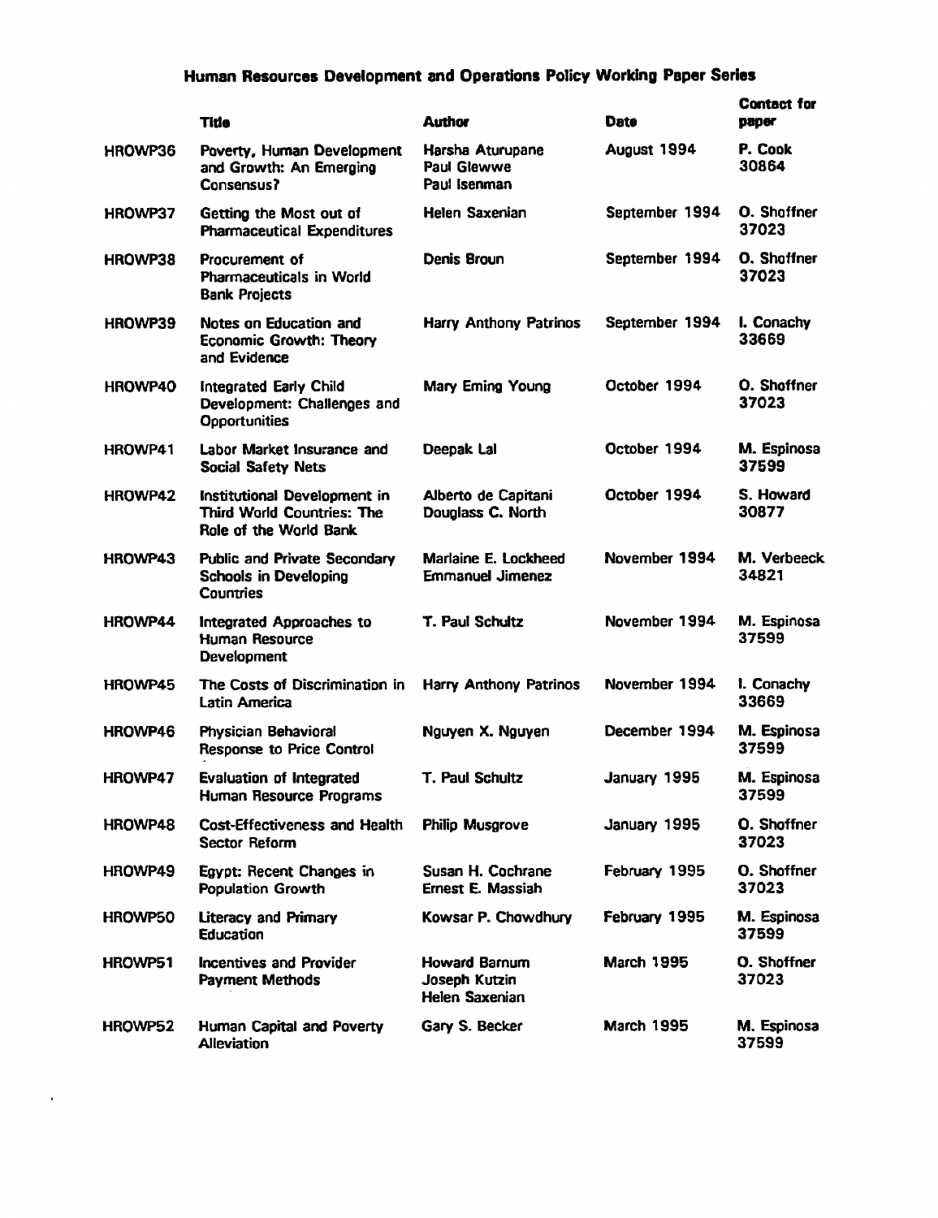## Human Resources Development and Operations Policy Working Paper Series

| | Title | Author | Date | Contact for paper |
|---|---|---|---|---|
| HROWP36 | Poverty, Human Development and Growth: An Emerging Consensus? | Harsha Aturupane<br>Paul Glewwe<br>Paul Isenman | August 1994 | P. Cook<br>30864 |
| HROWP37 | Getting the Most out of Pharmaceutical Expenditures | Helen Saxenian | September 1994 | O. Shoffner<br>37023 |
| HROWP38 | Procurement of Pharmaceuticals in World Bank Projects | Denis Broun | September 1994 | O. Shoffner<br>37023 |
| HROWP39 | Notes on Education and Economic Growth: Theory and Evidence | Harry Anthony Patrinos | September 1994 | I. Conachy<br>33669 |
| HROWP40 | Integrated Early Child Development: Challenges and Opportunities | Mary Eming Young | October 1994 | O. Shoffner<br>37023 |
| HROWP41 | Labor Market Insurance and Social Safety Nets | Deepak Lal | October 1994 | M. Espinosa<br>37599 |
| HROWP42 | Institutional Development in Third World Countries: The Role of the World Bank | Alberto de Capitani<br>Douglass C. North | October 1994 | S. Howard<br>30877 |
| HROWP43 | Public and Private Secondary Schools in Developing Countries | Marlaine E. Lockheed<br>Emmanuel Jimenez | November 1994 | M. Verbeeck<br>34821 |
| HROWP44 | Integrated Approaches to Human Resource Development | T. Paul Schultz | November 1994 | M. Espinosa<br>37599 |
| HROWP45 | The Costs of Discrimination in Latin America | Harry Anthony Patrinos | November 1994 | I. Conachy<br>33669 |
| HROWP46 | Physician Behavioral Response to Price Control | Nguyen X. Nguyen | December 1994 | M. Espinosa<br>37599 |
| HROWP47 | Evaluation of Integrated Human Resource Programs | T. Paul Schultz | January 1995 | M. Espinosa<br>37599 |
| HROWP48 | Cost-Effectiveness and Health Sector Reform | Philip Musgrove | January 1995 | O. Shoffner<br>37023 |
| HROWP49 | Egypt: Recent Changes in Population Growth | Susan H. Cochrane<br>Ernest E. Massiah | February 1995 | O. Shoffner<br>37023 |
| HROWP50 | Literacy and Primary Education | Kowsar P. Chowdhury | February 1995 | M. Espinosa<br>37599 |
| HROWP51 | Incentives and Provider Payment Methods | Howard Barnum<br>Joseph Kutzin<br>Helen Saxenian | March 1995 | O. Shoffner<br>37023 |
| HROWP52 | Human Capital and Poverty Alleviation | Gary S. Becker | March 1995 | M. Espinosa<br>37599 |